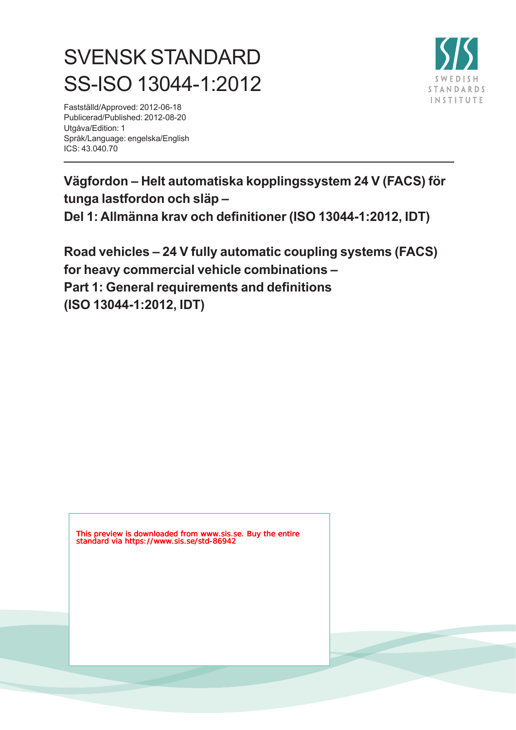# SVENSK STANDARD
# SS-ISO 13044-1:2012

Fastställd/Approved: 2012-06-18
Publicerad/Published: 2012-08-20
Utgåva/Edition: 1
Språk/Language: engelska/English
ICS: 43.040.70

**Vägfordon – Helt automatiska kopplingssystem 24 V (FACS) för tunga lastfordon och släp –**
**Del 1: Allmänna krav och definitioner (ISO 13044-1:2012, IDT)**

**Road vehicles – 24 V fully automatic coupling systems (FACS) for heavy commercial vehicle combinations –**
**Part 1: General requirements and definitions**
**(ISO 13044-1:2012, IDT)**

This preview is downloaded from www.sis.se. Buy the entire standard via https://www.sis.se/std-86942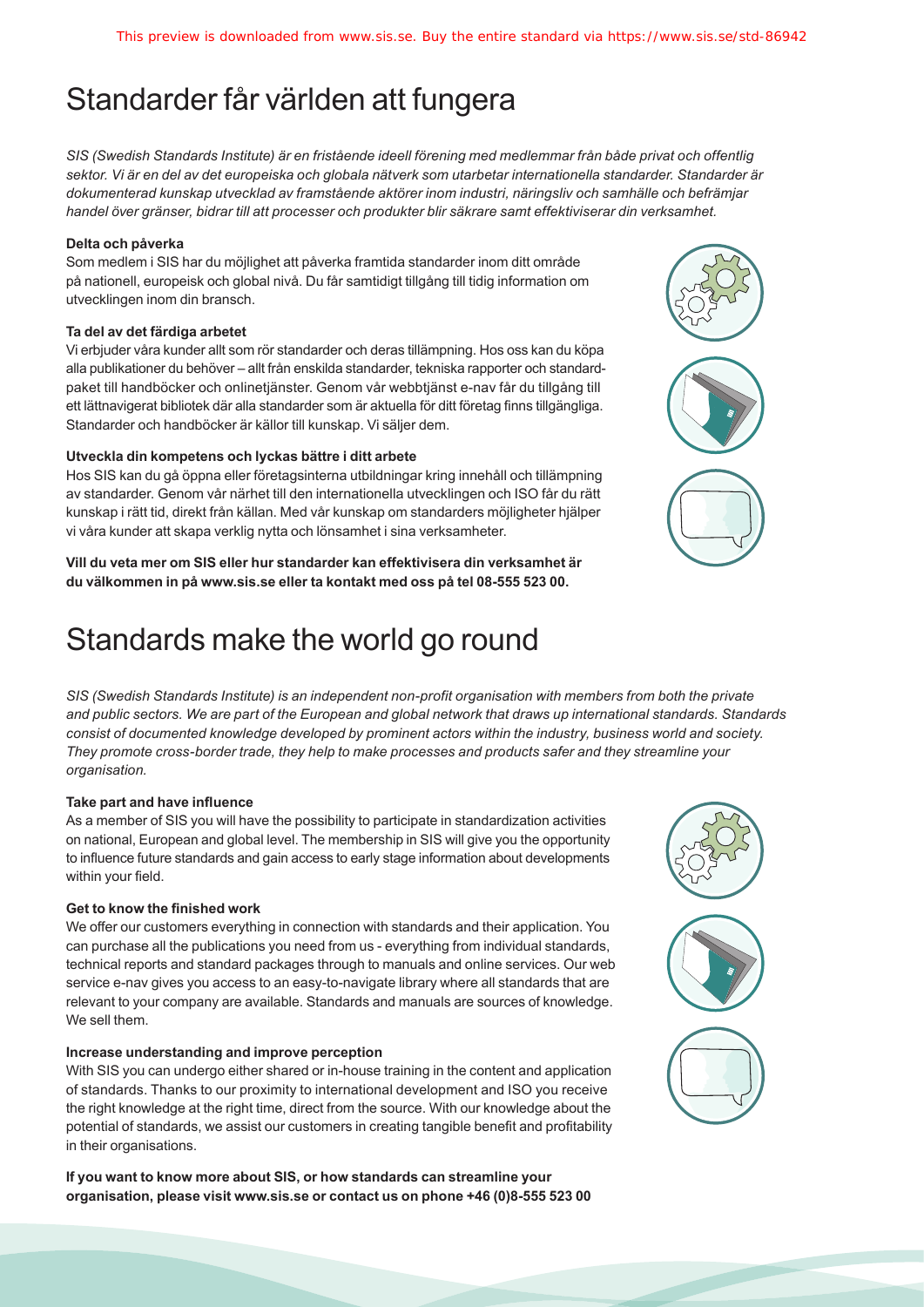# Standarder får världen att fungera

*SIS (Swedish Standards Institute) är en fristående ideell förening med medlemmar från både privat och offentlig sektor. Vi är en del av det europeiska och globala nätverk som utarbetar internationella standarder. Standarder är dokumenterad kunskap utvecklad av framstående aktörer inom industri, näringsliv och samhälle och befrämjar handel över gränser, bidrar till att processer och produkter blir säkrare samt effektiviserar din verksamhet.*

**Delta och påverka**

Som medlem i SIS har du möjlighet att påverka framtida standarder inom ditt område på nationell, europeisk och global nivå. Du får samtidigt tillgång till tidig information om utvecklingen inom din bransch.

**Ta del av det färdiga arbetet**

Vi erbjuder våra kunder allt som rör standarder och deras tillämpning. Hos oss kan du köpa alla publikationer du behöver – allt från enskilda standarder, tekniska rapporter och standardpaket till handböcker och onlinetjänster. Genom vår webbtjänst e-nav får du tillgång till ett lättnavigerat bibliotek där alla standarder som är aktuella för ditt företag finns tillgängliga. Standarder och handböcker är källor till kunskap. Vi säljer dem.

**Utveckla din kompetens och lyckas bättre i ditt arbete**

Hos SIS kan du gå öppna eller företagsinterna utbildningar kring innehåll och tillämpning av standarder. Genom vår närhet till den internationella utvecklingen och ISO får du rätt kunskap i rätt tid, direkt från källan. Med vår kunskap om standarders möjligheter hjälper vi våra kunder att skapa verklig nytta och lönsamhet i sina verksamheter.

**Vill du veta mer om SIS eller hur standarder kan effektivisera din verksamhet är du välkommen in på www.sis.se eller ta kontakt med oss på tel 08-555 523 00.**

# Standards make the world go round

*SIS (Swedish Standards Institute) is an independent non-profit organisation with members from both the private and public sectors. We are part of the European and global network that draws up international standards. Standards consist of documented knowledge developed by prominent actors within the industry, business world and society. They promote cross-border trade, they help to make processes and products safer and they streamline your organisation.*

**Take part and have influence**

As a member of SIS you will have the possibility to participate in standardization activities on national, European and global level. The membership in SIS will give you the opportunity to influence future standards and gain access to early stage information about developments within your field.

**Get to know the finished work**

We offer our customers everything in connection with standards and their application. You can purchase all the publications you need from us - everything from individual standards, technical reports and standard packages through to manuals and online services. Our web service e-nav gives you access to an easy-to-navigate library where all standards that are relevant to your company are available. Standards and manuals are sources of knowledge. We sell them.

**Increase understanding and improve perception**

With SIS you can undergo either shared or in-house training in the content and application of standards. Thanks to our proximity to international development and ISO you receive the right knowledge at the right time, direct from the source. With our knowledge about the potential of standards, we assist our customers in creating tangible benefit and profitability in their organisations.

**If you want to know more about SIS, or how standards can streamline your organisation, please visit www.sis.se or contact us on phone +46 (0)8-555 523 00**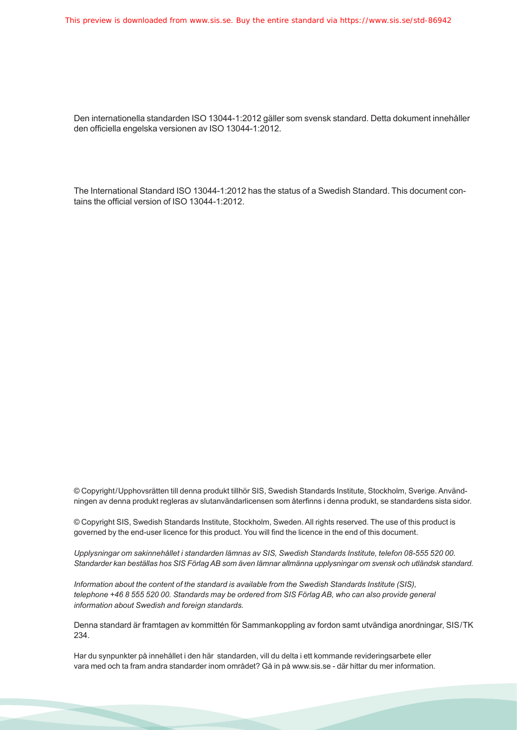Den internationella standarden ISO 13044-1:2012 gäller som svensk standard. Detta dokument innehåller den officiella engelska versionen av ISO 13044-1:2012.

The International Standard ISO 13044-1:2012 has the status of a Swedish Standard. This document contains the official version of ISO 13044-1:2012.

© Copyright/Upphovsrätten till denna produkt tillhör SIS, Swedish Standards Institute, Stockholm, Sverige. Användningen av denna produkt regleras av slutanvändarlicensen som återfinns i denna produkt, se standardens sista sidor.

© Copyright SIS, Swedish Standards Institute, Stockholm, Sweden. All rights reserved. The use of this product is governed by the end-user licence for this product. You will find the licence in the end of this document.

*Upplysningar om sakinnehållet i standarden lämnas av SIS, Swedish Standards Institute, telefon 08-555 520 00. Standarder kan beställas hos SIS Förlag AB som även lämnar allmänna upplysningar om svensk och utländsk standard.*

*Information about the content of the standard is available from the Swedish Standards Institute (SIS), telephone +46 8 555 520 00. Standards may be ordered from SIS Förlag AB, who can also provide general information about Swedish and foreign standards.*

Denna standard är framtagen av kommittén för Sammankoppling av fordon samt utvändiga anordningar, SIS/TK 234.

Har du synpunkter på innehållet i den här standarden, vill du delta i ett kommande revideringsarbete eller vara med och ta fram andra standarder inom området? Gå in på www.sis.se - där hittar du mer information.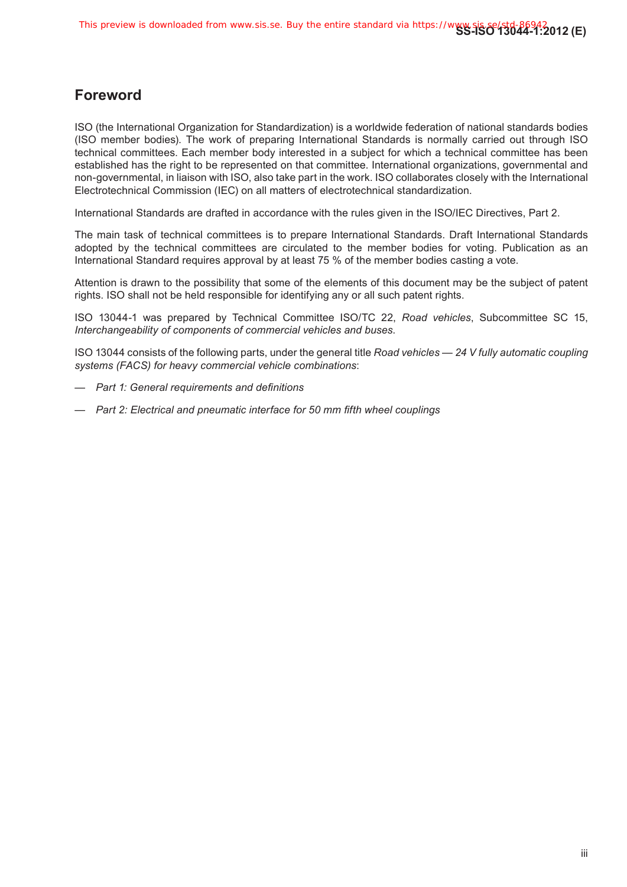## Foreword

ISO (the International Organization for Standardization) is a worldwide federation of national standards bodies (ISO member bodies). The work of preparing International Standards is normally carried out through ISO technical committees. Each member body interested in a subject for which a technical committee has been established has the right to be represented on that committee. International organizations, governmental and non-governmental, in liaison with ISO, also take part in the work. ISO collaborates closely with the International Electrotechnical Commission (IEC) on all matters of electrotechnical standardization.

International Standards are drafted in accordance with the rules given in the ISO/IEC Directives, Part 2.

The main task of technical committees is to prepare International Standards. Draft International Standards adopted by the technical committees are circulated to the member bodies for voting. Publication as an International Standard requires approval by at least 75 % of the member bodies casting a vote.

Attention is drawn to the possibility that some of the elements of this document may be the subject of patent rights. ISO shall not be held responsible for identifying any or all such patent rights.

ISO 13044-1 was prepared by Technical Committee ISO/TC 22, *Road vehicles*, Subcommittee SC 15, *Interchangeability of components of commercial vehicles and buses*.

ISO 13044 consists of the following parts, under the general title *Road vehicles — 24 V fully automatic coupling systems (FACS) for heavy commercial vehicle combinations*:

— *Part 1: General requirements and definitions*

— *Part 2: Electrical and pneumatic interface for 50 mm fifth wheel couplings*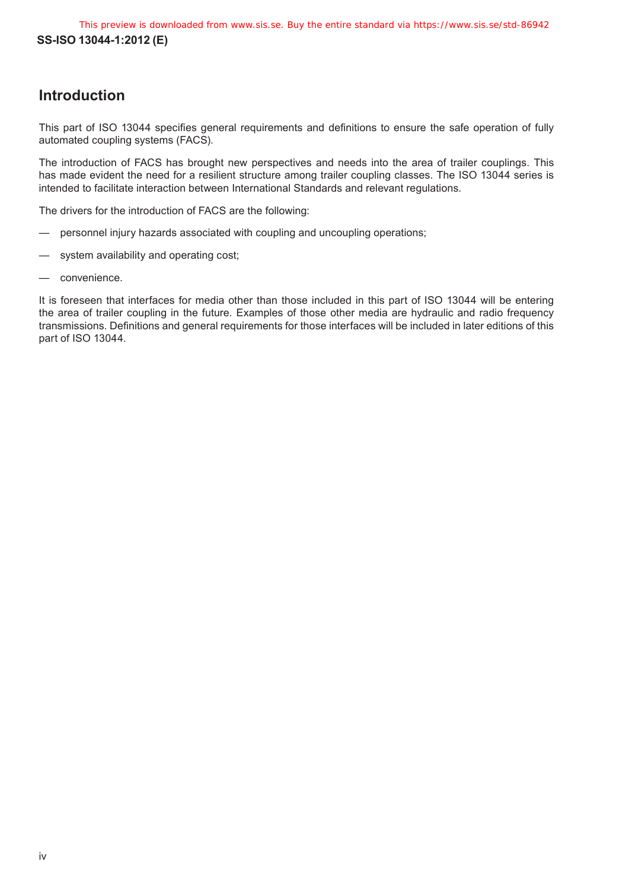## Introduction

This part of ISO 13044 specifies general requirements and definitions to ensure the safe operation of fully automated coupling systems (FACS).

The introduction of FACS has brought new perspectives and needs into the area of trailer couplings. This has made evident the need for a resilient structure among trailer coupling classes. The ISO 13044 series is intended to facilitate interaction between International Standards and relevant regulations.

The drivers for the introduction of FACS are the following:

— personnel injury hazards associated with coupling and uncoupling operations;

— system availability and operating cost;

— convenience.

It is foreseen that interfaces for media other than those included in this part of ISO 13044 will be entering the area of trailer coupling in the future. Examples of those other media are hydraulic and radio frequency transmissions. Definitions and general requirements for those interfaces will be included in later editions of this part of ISO 13044.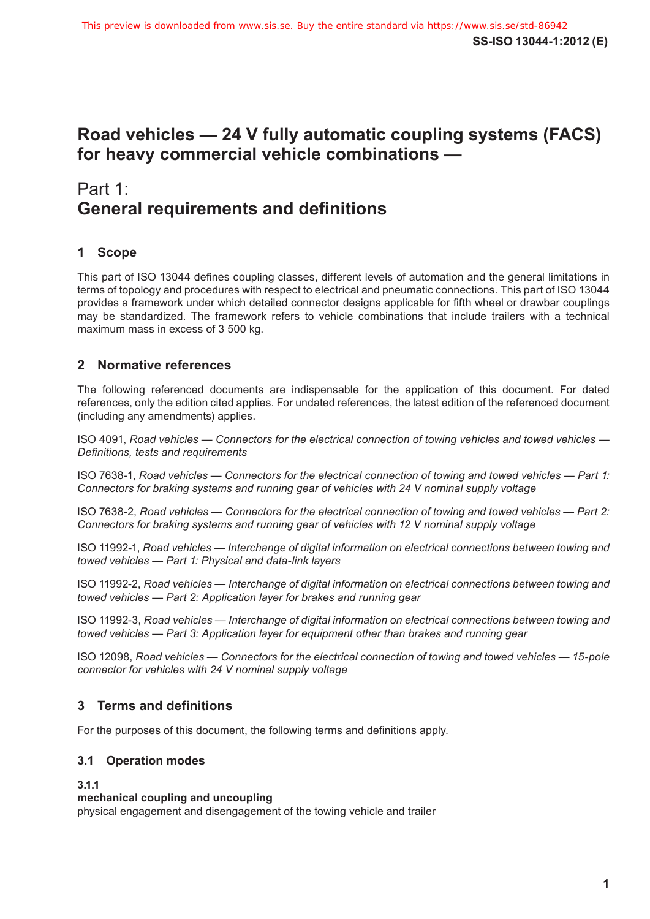# Road vehicles — 24 V fully automatic coupling systems (FACS) for heavy commercial vehicle combinations —

# Part 1: General requirements and definitions

## 1 Scope

This part of ISO 13044 defines coupling classes, different levels of automation and the general limitations in terms of topology and procedures with respect to electrical and pneumatic connections. This part of ISO 13044 provides a framework under which detailed connector designs applicable for fifth wheel or drawbar couplings may be standardized. The framework refers to vehicle combinations that include trailers with a technical maximum mass in excess of 3 500 kg.

## 2 Normative references

The following referenced documents are indispensable for the application of this document. For dated references, only the edition cited applies. For undated references, the latest edition of the referenced document (including any amendments) applies.

ISO 4091, *Road vehicles — Connectors for the electrical connection of towing vehicles and towed vehicles — Definitions, tests and requirements*

ISO 7638-1, *Road vehicles — Connectors for the electrical connection of towing and towed vehicles — Part 1: Connectors for braking systems and running gear of vehicles with 24 V nominal supply voltage*

ISO 7638-2, *Road vehicles — Connectors for the electrical connection of towing and towed vehicles — Part 2: Connectors for braking systems and running gear of vehicles with 12 V nominal supply voltage*

ISO 11992-1, *Road vehicles — Interchange of digital information on electrical connections between towing and towed vehicles — Part 1: Physical and data-link layers*

ISO 11992-2, *Road vehicles — Interchange of digital information on electrical connections between towing and towed vehicles — Part 2: Application layer for brakes and running gear*

ISO 11992-3, *Road vehicles — Interchange of digital information on electrical connections between towing and towed vehicles — Part 3: Application layer for equipment other than brakes and running gear*

ISO 12098, *Road vehicles — Connectors for the electrical connection of towing and towed vehicles — 15-pole connector for vehicles with 24 V nominal supply voltage*

## 3 Terms and definitions

For the purposes of this document, the following terms and definitions apply.

### 3.1 Operation modes

**3.1.1**
**mechanical coupling and uncoupling**
physical engagement and disengagement of the towing vehicle and trailer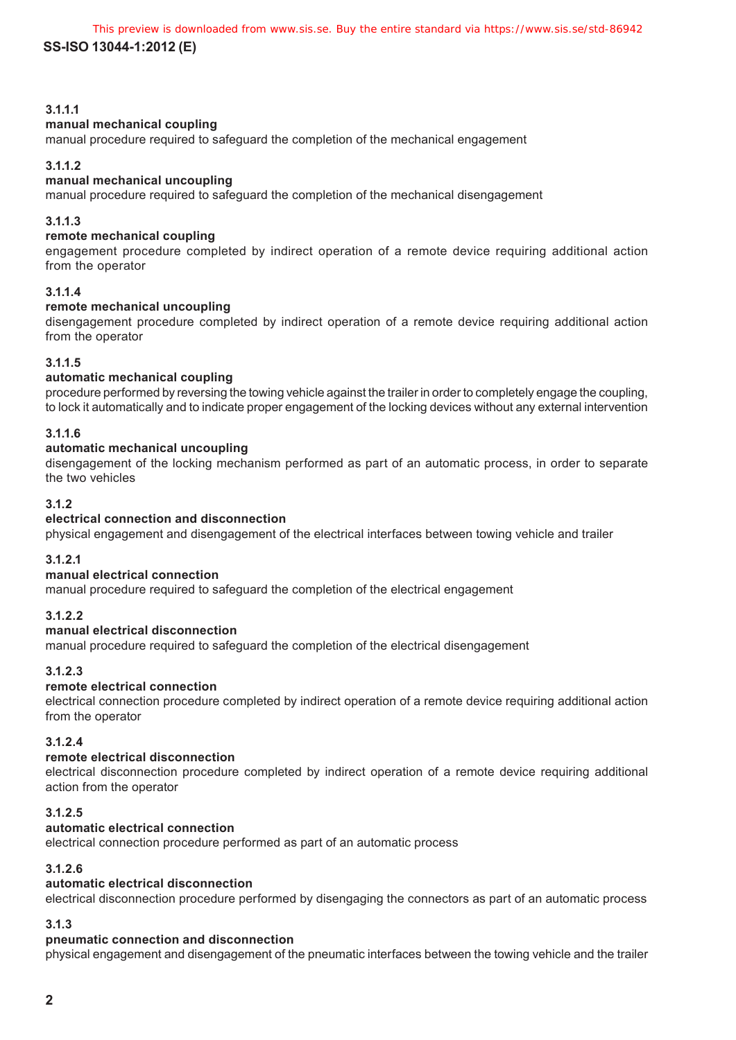**3.1.1.1**

**manual mechanical coupling**

manual procedure required to safeguard the completion of the mechanical engagement

**3.1.1.2**

**manual mechanical uncoupling**

manual procedure required to safeguard the completion of the mechanical disengagement

**3.1.1.3**

**remote mechanical coupling**

engagement procedure completed by indirect operation of a remote device requiring additional action from the operator

**3.1.1.4**

**remote mechanical uncoupling**

disengagement procedure completed by indirect operation of a remote device requiring additional action from the operator

**3.1.1.5**

**automatic mechanical coupling**

procedure performed by reversing the towing vehicle against the trailer in order to completely engage the coupling, to lock it automatically and to indicate proper engagement of the locking devices without any external intervention

**3.1.1.6**

**automatic mechanical uncoupling**

disengagement of the locking mechanism performed as part of an automatic process, in order to separate the two vehicles

**3.1.2**

**electrical connection and disconnection**

physical engagement and disengagement of the electrical interfaces between towing vehicle and trailer

**3.1.2.1**

**manual electrical connection**

manual procedure required to safeguard the completion of the electrical engagement

**3.1.2.2**

**manual electrical disconnection**

manual procedure required to safeguard the completion of the electrical disengagement

**3.1.2.3**

**remote electrical connection**

electrical connection procedure completed by indirect operation of a remote device requiring additional action from the operator

**3.1.2.4**

**remote electrical disconnection**

electrical disconnection procedure completed by indirect operation of a remote device requiring additional action from the operator

**3.1.2.5**

**automatic electrical connection**

electrical connection procedure performed as part of an automatic process

**3.1.2.6**

**automatic electrical disconnection**

electrical disconnection procedure performed by disengaging the connectors as part of an automatic process

**3.1.3**

**pneumatic connection and disconnection**

physical engagement and disengagement of the pneumatic interfaces between the towing vehicle and the trailer